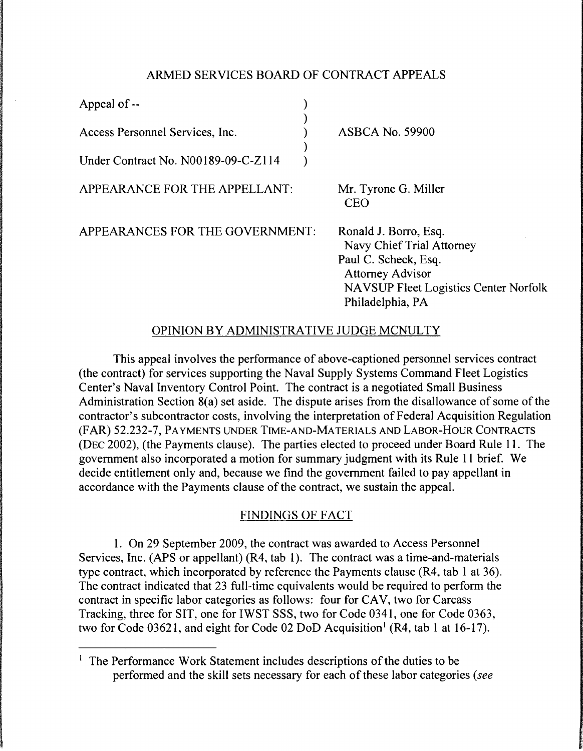# ARMED SERVICES BOARD OF CONTRACT APPEALS

| | | |
|---|---|---|
| Appeal of -- | ) | |
| | ) | |
| Access Personnel Services, Inc. | ) | ASBCA No. 59900 |
| | ) | |
| Under Contract No. N00189-09-C-Z114 | ) | |

APPEARANCE FOR THE APPELLANT: Mr. Tyrone G. Miller
CEO

APPEARANCES FOR THE GOVERNMENT: Ronald J. Borro, Esq.
Navy Chief Trial Attorney
Paul C. Scheck, Esq.
Attorney Advisor
NAVSUP Fleet Logistics Center Norfolk
Philadelphia, PA

## OPINION BY ADMINISTRATIVE JUDGE MCNULTY

This appeal involves the performance of above-captioned personnel services contract (the contract) for services supporting the Naval Supply Systems Command Fleet Logistics Center's Naval Inventory Control Point. The contract is a negotiated Small Business Administration Section 8(a) set aside. The dispute arises from the disallowance of some of the contractor's subcontractor costs, involving the interpretation of Federal Acquisition Regulation (FAR) 52.232-7, PAYMENTS UNDER TIME-AND-MATERIALS AND LABOR-HOUR CONTRACTS (DEC 2002), (the Payments clause). The parties elected to proceed under Board Rule 11. The government also incorporated a motion for summary judgment with its Rule 11 brief. We decide entitlement only and, because we find the government failed to pay appellant in accordance with the Payments clause of the contract, we sustain the appeal.

## FINDINGS OF FACT

1. On 29 September 2009, the contract was awarded to Access Personnel Services, Inc. (APS or appellant) (R4, tab 1). The contract was a time-and-materials type contract, which incorporated by reference the Payments clause (R4, tab 1 at 36). The contract indicated that 23 full-time equivalents would be required to perform the contract in specific labor categories as follows: four for CAV, two for Carcass Tracking, three for SIT, one for IWST SSS, two for Code 0341, one for Code 0363, two for Code 03621, and eight for Code 02 DoD Acquisition[1] (R4, tab 1 at 16-17).

[1] The Performance Work Statement includes descriptions of the duties to be performed and the skill sets necessary for each of these labor categories (*see*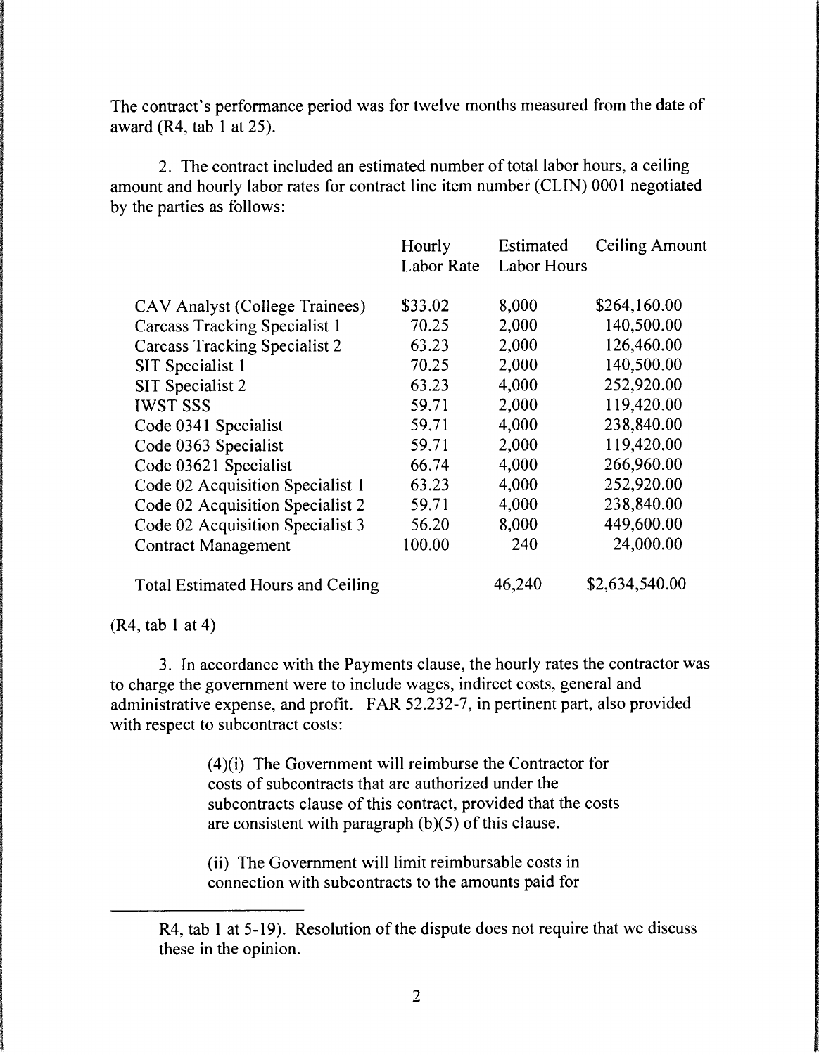The contract's performance period was for twelve months measured from the date of award (R4, tab 1 at 25).

2. The contract included an estimated number of total labor hours, a ceiling amount and hourly labor rates for contract line item number (CLIN) 0001 negotiated by the parties as follows:

| | Hourly Labor Rate | Estimated Labor Hours | Ceiling Amount |
|---|---|---|---|
| CAV Analyst (College Trainees) | $33.02 | 8,000 | $264,160.00 |
| Carcass Tracking Specialist 1 | 70.25 | 2,000 | 140,500.00 |
| Carcass Tracking Specialist 2 | 63.23 | 2,000 | 126,460.00 |
| SIT Specialist 1 | 70.25 | 2,000 | 140,500.00 |
| SIT Specialist 2 | 63.23 | 4,000 | 252,920.00 |
| IWST SSS | 59.71 | 2,000 | 119,420.00 |
| Code 0341 Specialist | 59.71 | 4,000 | 238,840.00 |
| Code 0363 Specialist | 59.71 | 2,000 | 119,420.00 |
| Code 03621 Specialist | 66.74 | 4,000 | 266,960.00 |
| Code 02 Acquisition Specialist 1 | 63.23 | 4,000 | 252,920.00 |
| Code 02 Acquisition Specialist 2 | 59.71 | 4,000 | 238,840.00 |
| Code 02 Acquisition Specialist 3 | 56.20 | 8,000 | 449,600.00 |
| Contract Management | 100.00 | 240 | 24,000.00 |
| Total Estimated Hours and Ceiling | | 46,240 | $2,634,540.00 |

(R4, tab 1 at 4)

3. In accordance with the Payments clause, the hourly rates the contractor was to charge the government were to include wages, indirect costs, general and administrative expense, and profit. FAR 52.232-7, in pertinent part, also provided with respect to subcontract costs:

> (4)(i) The Government will reimburse the Contractor for costs of subcontracts that are authorized under the subcontracts clause of this contract, provided that the costs are consistent with paragraph (b)(5) of this clause.
>
> (ii) The Government will limit reimbursable costs in connection with subcontracts to the amounts paid for

---

R4, tab 1 at 5-19). Resolution of the dispute does not require that we discuss these in the opinion.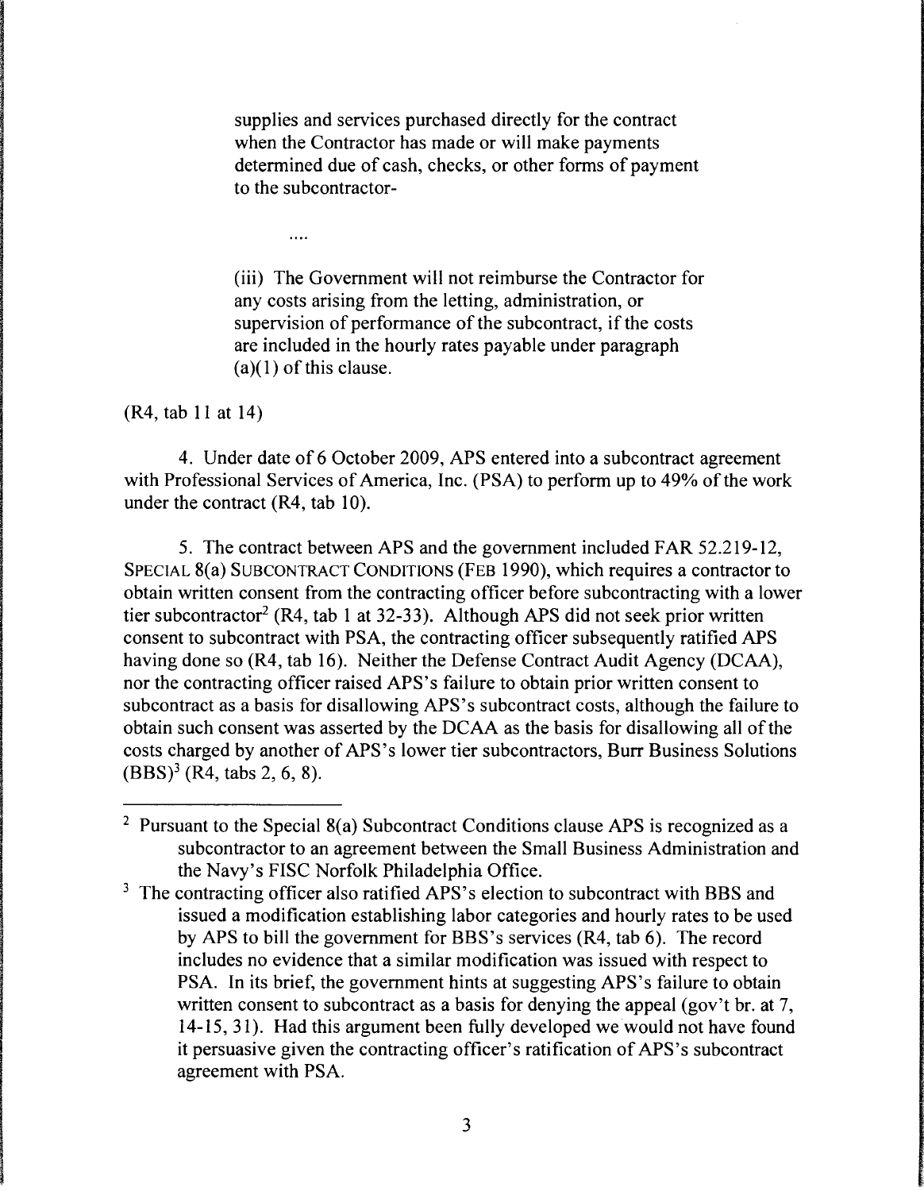supplies and services purchased directly for the contract when the Contractor has made or will make payments determined due of cash, checks, or other forms of payment to the subcontractor-

....

(iii) The Government will not reimburse the Contractor for any costs arising from the letting, administration, or supervision of performance of the subcontract, if the costs are included in the hourly rates payable under paragraph (a)(1) of this clause.

(R4, tab 11 at 14)

4. Under date of 6 October 2009, APS entered into a subcontract agreement with Professional Services of America, Inc. (PSA) to perform up to 49% of the work under the contract (R4, tab 10).

5. The contract between APS and the government included FAR 52.219-12, SPECIAL 8(a) SUBCONTRACT CONDITIONS (FEB 1990), which requires a contractor to obtain written consent from the contracting officer before subcontracting with a lower tier subcontractor[2] (R4, tab 1 at 32-33). Although APS did not seek prior written consent to subcontract with PSA, the contracting officer subsequently ratified APS having done so (R4, tab 16). Neither the Defense Contract Audit Agency (DCAA), nor the contracting officer raised APS's failure to obtain prior written consent to subcontract as a basis for disallowing APS's subcontract costs, although the failure to obtain such consent was asserted by the DCAA as the basis for disallowing all of the costs charged by another of APS's lower tier subcontractors, Burr Business Solutions (BBS)[3] (R4, tabs 2, 6, 8).

---

[2] Pursuant to the Special 8(a) Subcontract Conditions clause APS is recognized as a subcontractor to an agreement between the Small Business Administration and the Navy's FISC Norfolk Philadelphia Office.

[3] The contracting officer also ratified APS's election to subcontract with BBS and issued a modification establishing labor categories and hourly rates to be used by APS to bill the government for BBS's services (R4, tab 6). The record includes no evidence that a similar modification was issued with respect to PSA. In its brief, the government hints at suggesting APS's failure to obtain written consent to subcontract as a basis for denying the appeal (gov't br. at 7, 14-15, 31). Had this argument been fully developed we would not have found it persuasive given the contracting officer's ratification of APS's subcontract agreement with PSA.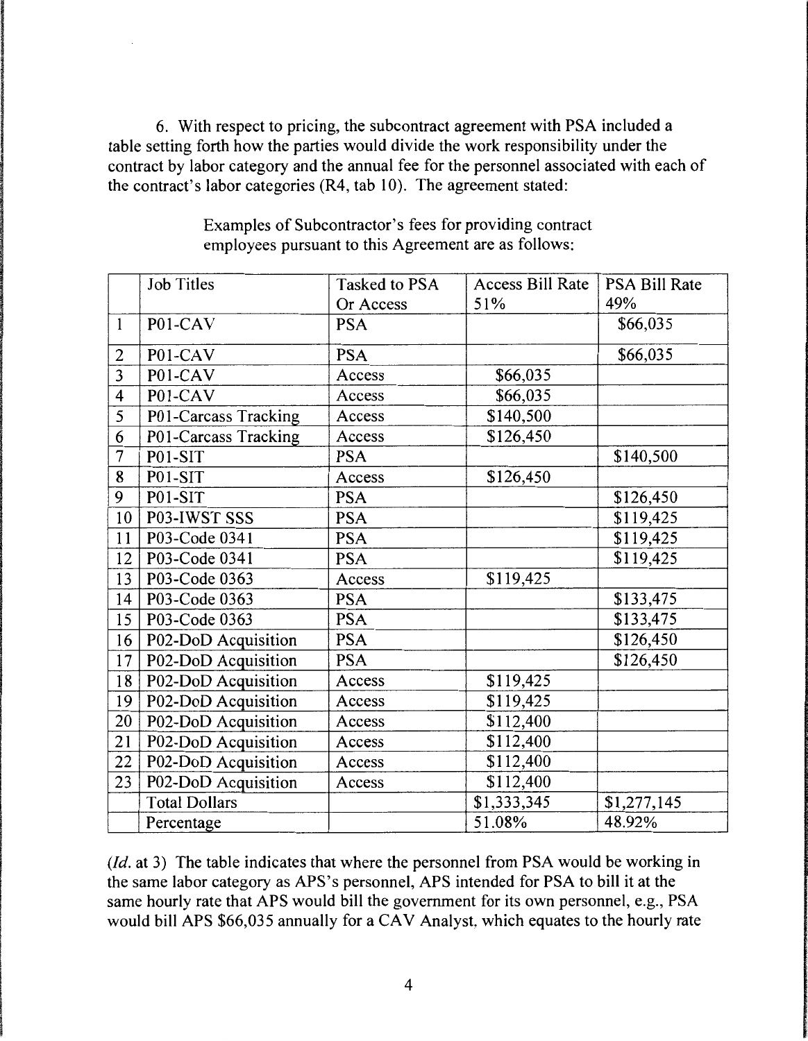6. With respect to pricing, the subcontract agreement with PSA included a table setting forth how the parties would divide the work responsibility under the contract by labor category and the annual fee for the personnel associated with each of the contract's labor categories (R4, tab 10). The agreement stated:

> Examples of Subcontractor's fees for providing contract employees pursuant to this Agreement are as follows:

| | Job Titles | Tasked to PSA Or Access | Access Bill Rate 51% | PSA Bill Rate 49% |
|---|---|---|---|---|
| 1 | P01-CAV | PSA | | $66,035 |
| 2 | P01-CAV | PSA | | $66,035 |
| 3 | P01-CAV | Access | $66,035 | |
| 4 | P01-CAV | Access | $66,035 | |
| 5 | P01-Carcass Tracking | Access | $140,500 | |
| 6 | P01-Carcass Tracking | Access | $126,450 | |
| 7 | P01-SIT | PSA | | $140,500 |
| 8 | P01-SIT | Access | $126,450 | |
| 9 | P01-SIT | PSA | | $126,450 |
| 10 | P03-IWST SSS | PSA | | $119,425 |
| 11 | P03-Code 0341 | PSA | | $119,425 |
| 12 | P03-Code 0341 | PSA | | $119,425 |
| 13 | P03-Code 0363 | Access | $119,425 | |
| 14 | P03-Code 0363 | PSA | | $133,475 |
| 15 | P03-Code 0363 | PSA | | $133,475 |
| 16 | P02-DoD Acquisition | PSA | | $126,450 |
| 17 | P02-DoD Acquisition | PSA | | $126,450 |
| 18 | P02-DoD Acquisition | Access | $119,425 | |
| 19 | P02-DoD Acquisition | Access | $119,425 | |
| 20 | P02-DoD Acquisition | Access | $112,400 | |
| 21 | P02-DoD Acquisition | Access | $112,400 | |
| 22 | P02-DoD Acquisition | Access | $112,400 | |
| 23 | P02-DoD Acquisition | Access | $112,400 | |
| | Total Dollars | | $1,333,345 | $1,277,145 |
| | Percentage | | 51.08% | 48.92% |

(*Id.* at 3) The table indicates that where the personnel from PSA would be working in the same labor category as APS's personnel, APS intended for PSA to bill it at the same hourly rate that APS would bill the government for its own personnel, e.g., PSA would bill APS $66,035 annually for a CAV Analyst, which equates to the hourly rate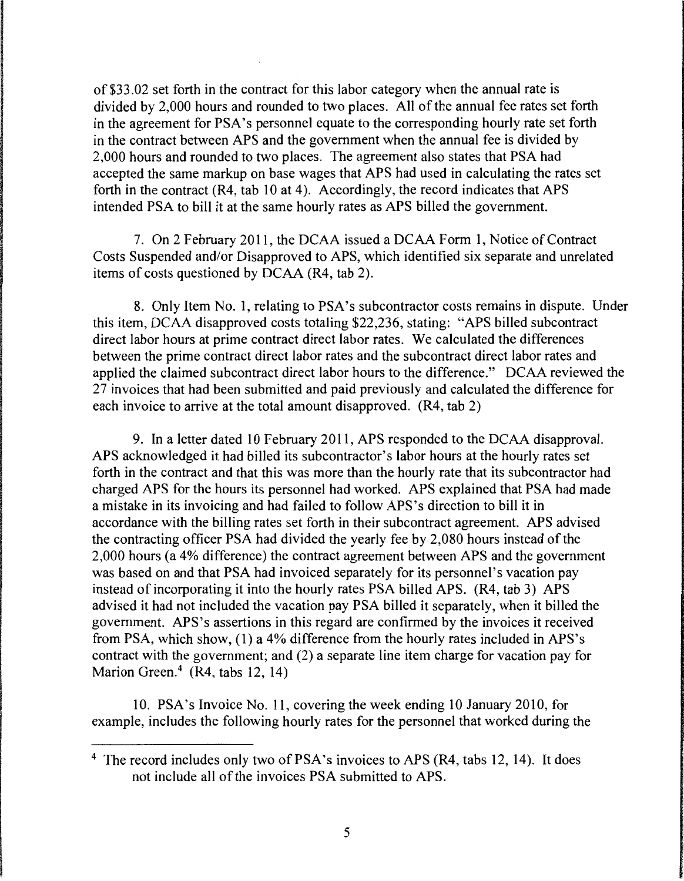of $33.02 set forth in the contract for this labor category when the annual rate is divided by 2,000 hours and rounded to two places. All of the annual fee rates set forth in the agreement for PSA's personnel equate to the corresponding hourly rate set forth in the contract between APS and the government when the annual fee is divided by 2,000 hours and rounded to two places. The agreement also states that PSA had accepted the same markup on base wages that APS had used in calculating the rates set forth in the contract (R4, tab 10 at 4). Accordingly, the record indicates that APS intended PSA to bill it at the same hourly rates as APS billed the government.

7. On 2 February 2011, the DCAA issued a DCAA Form 1, Notice of Contract Costs Suspended and/or Disapproved to APS, which identified six separate and unrelated items of costs questioned by DCAA (R4, tab 2).

8. Only Item No. 1, relating to PSA's subcontractor costs remains in dispute. Under this item, DCAA disapproved costs totaling $22,236, stating: "APS billed subcontract direct labor hours at prime contract direct labor rates. We calculated the differences between the prime contract direct labor rates and the subcontract direct labor rates and applied the claimed subcontract direct labor hours to the difference." DCAA reviewed the 27 invoices that had been submitted and paid previously and calculated the difference for each invoice to arrive at the total amount disapproved. (R4, tab 2)

9. In a letter dated 10 February 2011, APS responded to the DCAA disapproval. APS acknowledged it had billed its subcontractor's labor hours at the hourly rates set forth in the contract and that this was more than the hourly rate that its subcontractor had charged APS for the hours its personnel had worked. APS explained that PSA had made a mistake in its invoicing and had failed to follow APS's direction to bill it in accordance with the billing rates set forth in their subcontract agreement. APS advised the contracting officer PSA had divided the yearly fee by 2,080 hours instead of the 2,000 hours (a 4% difference) the contract agreement between APS and the government was based on and that PSA had invoiced separately for its personnel's vacation pay instead of incorporating it into the hourly rates PSA billed APS. (R4, tab 3) APS advised it had not included the vacation pay PSA billed it separately, when it billed the government. APS's assertions in this regard are confirmed by the invoices it received from PSA, which show, (1) a 4% difference from the hourly rates included in APS's contract with the government; and (2) a separate line item charge for vacation pay for Marion Green.[4] (R4, tabs 12, 14)

10. PSA's Invoice No. 11, covering the week ending 10 January 2010, for example, includes the following hourly rates for the personnel that worked during the

---

[4] The record includes only two of PSA's invoices to APS (R4, tabs 12, 14). It does not include all of the invoices PSA submitted to APS.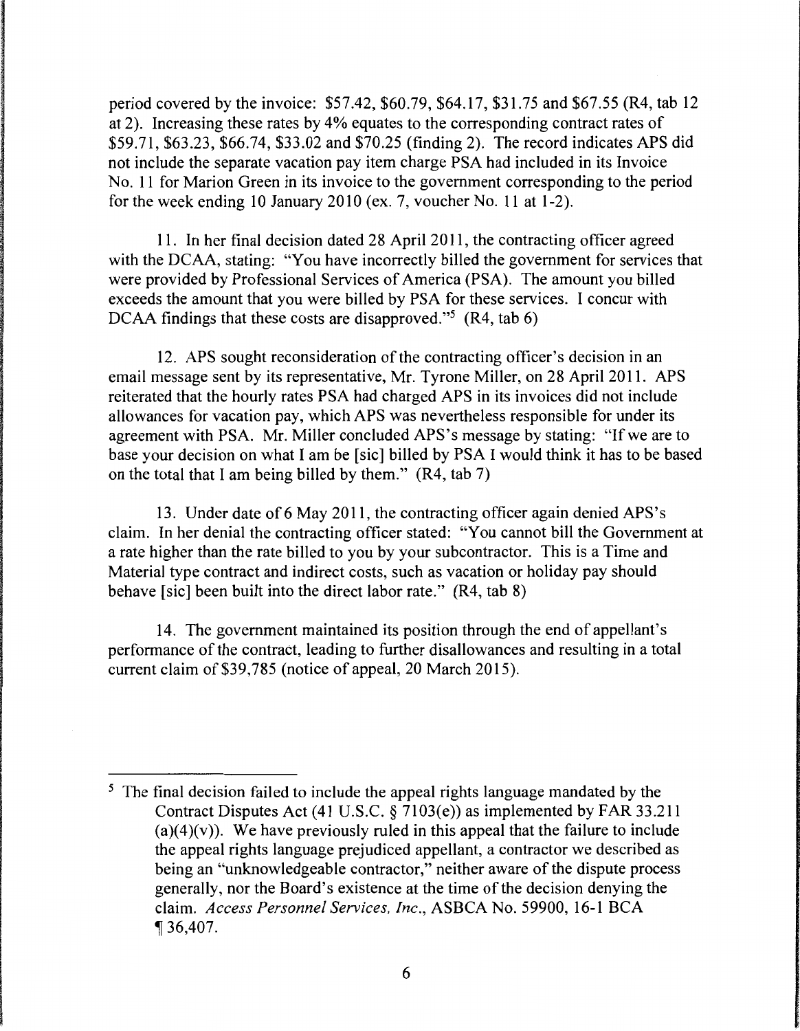period covered by the invoice: $57.42, $60.79, $64.17, $31.75 and $67.55 (R4, tab 12 at 2). Increasing these rates by 4% equates to the corresponding contract rates of $59.71, $63.23, $66.74, $33.02 and $70.25 (finding 2). The record indicates APS did not include the separate vacation pay item charge PSA had included in its Invoice No. 11 for Marion Green in its invoice to the government corresponding to the period for the week ending 10 January 2010 (ex. 7, voucher No. 11 at 1-2).

11. In her final decision dated 28 April 2011, the contracting officer agreed with the DCAA, stating: "You have incorrectly billed the government for services that were provided by Professional Services of America (PSA). The amount you billed exceeds the amount that you were billed by PSA for these services. I concur with DCAA findings that these costs are disapproved."[5] (R4, tab 6)

12. APS sought reconsideration of the contracting officer's decision in an email message sent by its representative, Mr. Tyrone Miller, on 28 April 2011. APS reiterated that the hourly rates PSA had charged APS in its invoices did not include allowances for vacation pay, which APS was nevertheless responsible for under its agreement with PSA. Mr. Miller concluded APS's message by stating: "If we are to base your decision on what I am be [sic] billed by PSA I would think it has to be based on the total that I am being billed by them." (R4, tab 7)

13. Under date of 6 May 2011, the contracting officer again denied APS's claim. In her denial the contracting officer stated: "You cannot bill the Government at a rate higher than the rate billed to you by your subcontractor. This is a Time and Material type contract and indirect costs, such as vacation or holiday pay should behave [sic] been built into the direct labor rate." (R4, tab 8)

14. The government maintained its position through the end of appellant's performance of the contract, leading to further disallowances and resulting in a total current claim of $39,785 (notice of appeal, 20 March 2015).

---

[5] The final decision failed to include the appeal rights language mandated by the Contract Disputes Act (41 U.S.C. § 7103(e)) as implemented by FAR 33.211 (a)(4)(v)). We have previously ruled in this appeal that the failure to include the appeal rights language prejudiced appellant, a contractor we described as being an "unknowledgeable contractor," neither aware of the dispute process generally, nor the Board's existence at the time of the decision denying the claim. *Access Personnel Services, Inc.*, ASBCA No. 59900, 16-1 BCA ¶ 36,407.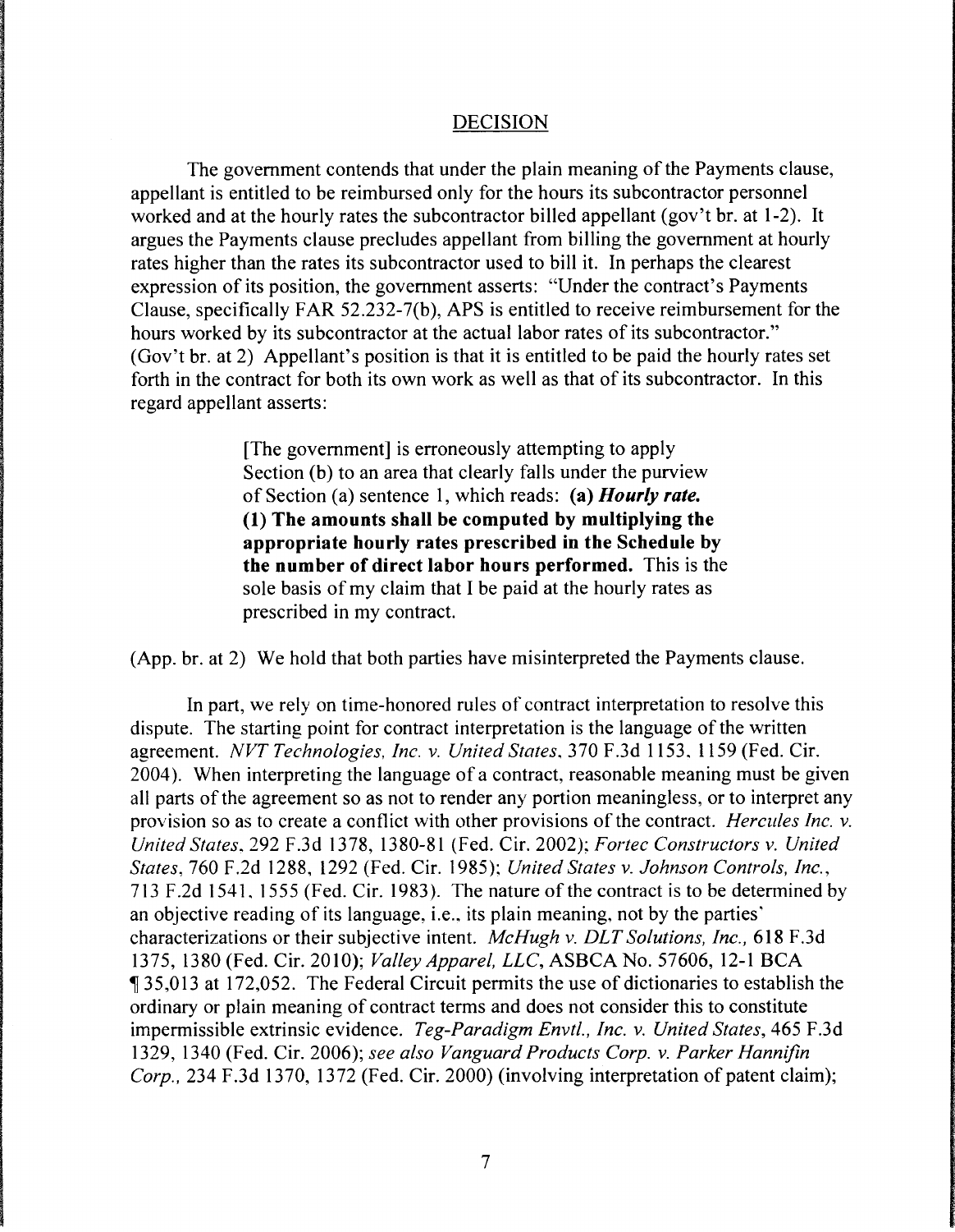## DECISION

The government contends that under the plain meaning of the Payments clause, appellant is entitled to be reimbursed only for the hours its subcontractor personnel worked and at the hourly rates the subcontractor billed appellant (gov't br. at 1-2). It argues the Payments clause precludes appellant from billing the government at hourly rates higher than the rates its subcontractor used to bill it. In perhaps the clearest expression of its position, the government asserts: "Under the contract's Payments Clause, specifically FAR 52.232-7(b), APS is entitled to receive reimbursement for the hours worked by its subcontractor at the actual labor rates of its subcontractor." (Gov't br. at 2) Appellant's position is that it is entitled to be paid the hourly rates set forth in the contract for both its own work as well as that of its subcontractor. In this regard appellant asserts:

> [The government] is erroneously attempting to apply Section (b) to an area that clearly falls under the purview of Section (a) sentence 1, which reads: **(a)** ***Hourly rate.*** **(1) The amounts shall be computed by multiplying the appropriate hourly rates prescribed in the Schedule by the number of direct labor hours performed.** This is the sole basis of my claim that I be paid at the hourly rates as prescribed in my contract.

(App. br. at 2) We hold that both parties have misinterpreted the Payments clause.

In part, we rely on time-honored rules of contract interpretation to resolve this dispute. The starting point for contract interpretation is the language of the written agreement. *NVT Technologies, Inc. v. United States*, 370 F.3d 1153, 1159 (Fed. Cir. 2004). When interpreting the language of a contract, reasonable meaning must be given all parts of the agreement so as not to render any portion meaningless, or to interpret any provision so as to create a conflict with other provisions of the contract. *Hercules Inc. v. United States*, 292 F.3d 1378, 1380-81 (Fed. Cir. 2002); *Fortec Constructors v. United States*, 760 F.2d 1288, 1292 (Fed. Cir. 1985); *United States v. Johnson Controls, Inc.*, 713 F.2d 1541, 1555 (Fed. Cir. 1983). The nature of the contract is to be determined by an objective reading of its language, i.e., its plain meaning, not by the parties' characterizations or their subjective intent. *McHugh v. DLT Solutions, Inc.*, 618 F.3d 1375, 1380 (Fed. Cir. 2010); *Valley Apparel, LLC*, ASBCA No. 57606, 12-1 BCA ¶ 35,013 at 172,052. The Federal Circuit permits the use of dictionaries to establish the ordinary or plain meaning of contract terms and does not consider this to constitute impermissible extrinsic evidence. *Teg-Paradigm Envtl., Inc. v. United States*, 465 F.3d 1329, 1340 (Fed. Cir. 2006); *see also Vanguard Products Corp. v. Parker Hannifin Corp.*, 234 F.3d 1370, 1372 (Fed. Cir. 2000) (involving interpretation of patent claim);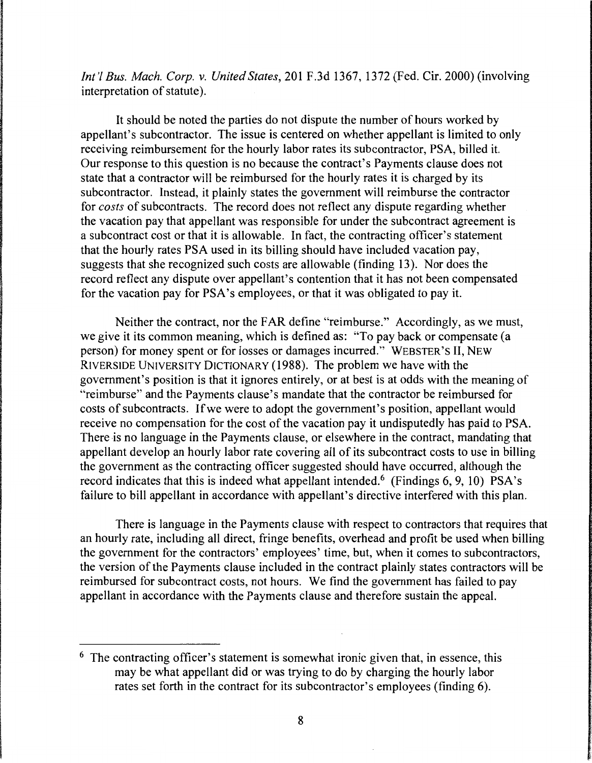*Int'l Bus. Mach. Corp. v. United States*, 201 F.3d 1367, 1372 (Fed. Cir. 2000) (involving interpretation of statute).

It should be noted the parties do not dispute the number of hours worked by appellant's subcontractor. The issue is centered on whether appellant is limited to only receiving reimbursement for the hourly labor rates its subcontractor, PSA, billed it. Our response to this question is no because the contract's Payments clause does not state that a contractor will be reimbursed for the hourly rates it is charged by its subcontractor. Instead, it plainly states the government will reimburse the contractor for *costs* of subcontracts. The record does not reflect any dispute regarding whether the vacation pay that appellant was responsible for under the subcontract agreement is a subcontract cost or that it is allowable. In fact, the contracting officer's statement that the hourly rates PSA used in its billing should have included vacation pay, suggests that she recognized such costs are allowable (finding 13). Nor does the record reflect any dispute over appellant's contention that it has not been compensated for the vacation pay for PSA's employees, or that it was obligated to pay it.

Neither the contract, nor the FAR define "reimburse." Accordingly, as we must, we give it its common meaning, which is defined as: "To pay back or compensate (a person) for money spent or for losses or damages incurred." WEBSTER'S II, NEW RIVERSIDE UNIVERSITY DICTIONARY (1988). The problem we have with the government's position is that it ignores entirely, or at best is at odds with the meaning of "reimburse" and the Payments clause's mandate that the contractor be reimbursed for costs of subcontracts. If we were to adopt the government's position, appellant would receive no compensation for the cost of the vacation pay it undisputedly has paid to PSA. There is no language in the Payments clause, or elsewhere in the contract, mandating that appellant develop an hourly labor rate covering all of its subcontract costs to use in billing the government as the contracting officer suggested should have occurred, although the record indicates that this is indeed what appellant intended.[6] (Findings 6, 9, 10) PSA's failure to bill appellant in accordance with appellant's directive interfered with this plan.

There is language in the Payments clause with respect to contractors that requires that an hourly rate, including all direct, fringe benefits, overhead and profit be used when billing the government for the contractors' employees' time, but, when it comes to subcontractors, the version of the Payments clause included in the contract plainly states contractors will be reimbursed for subcontract costs, not hours. We find the government has failed to pay appellant in accordance with the Payments clause and therefore sustain the appeal.

[6] The contracting officer's statement is somewhat ironic given that, in essence, this may be what appellant did or was trying to do by charging the hourly labor rates set forth in the contract for its subcontractor's employees (finding 6).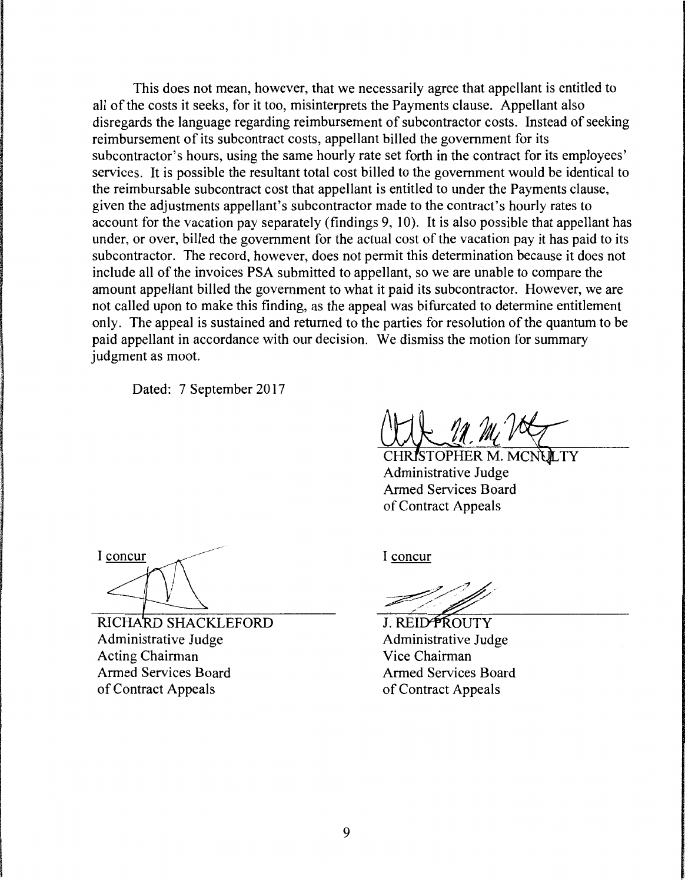This does not mean, however, that we necessarily agree that appellant is entitled to all of the costs it seeks, for it too, misinterprets the Payments clause. Appellant also disregards the language regarding reimbursement of subcontractor costs. Instead of seeking reimbursement of its subcontract costs, appellant billed the government for its subcontractor's hours, using the same hourly rate set forth in the contract for its employees' services. It is possible the resultant total cost billed to the government would be identical to the reimbursable subcontract cost that appellant is entitled to under the Payments clause, given the adjustments appellant's subcontractor made to the contract's hourly rates to account for the vacation pay separately (findings 9, 10). It is also possible that appellant has under, or over, billed the government for the actual cost of the vacation pay it has paid to its subcontractor. The record, however, does not permit this determination because it does not include all of the invoices PSA submitted to appellant, so we are unable to compare the amount appellant billed the government to what it paid its subcontractor. However, we are not called upon to make this finding, as the appeal was bifurcated to determine entitlement only. The appeal is sustained and returned to the parties for resolution of the quantum to be paid appellant in accordance with our decision. We dismiss the motion for summary judgment as moot.

Dated: 7 September 2017

CHRISTOPHER M. MCNULTY
Administrative Judge
Armed Services Board
of Contract Appeals

I concur

RICHARD SHACKLEFORD
Administrative Judge
Acting Chairman
Armed Services Board
of Contract Appeals

I concur

J. REID PROUTY
Administrative Judge
Vice Chairman
Armed Services Board
of Contract Appeals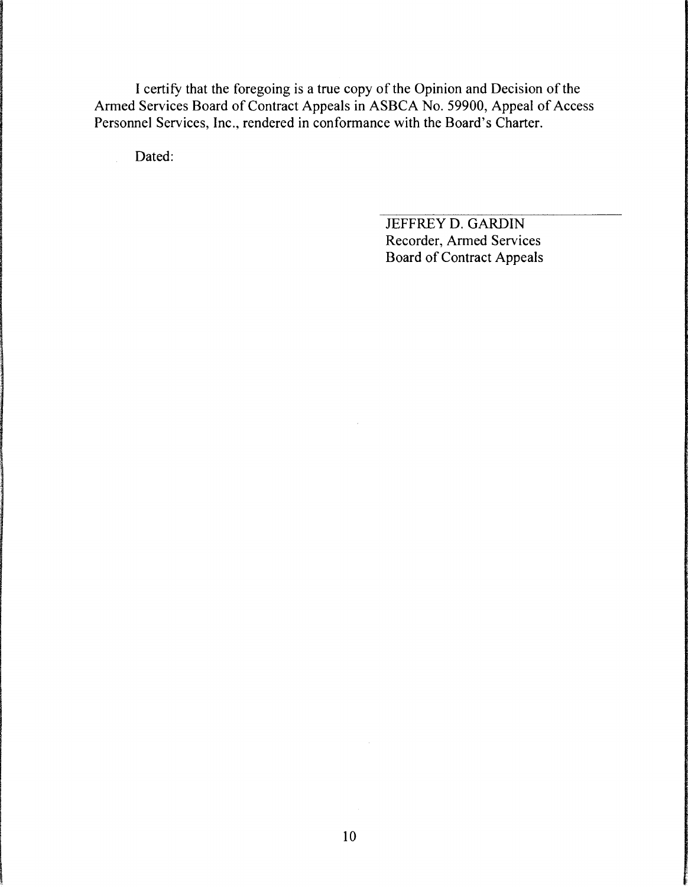I certify that the foregoing is a true copy of the Opinion and Decision of the Armed Services Board of Contract Appeals in ASBCA No. 59900, Appeal of Access Personnel Services, Inc., rendered in conformance with the Board's Charter.

Dated:

JEFFREY D. GARDIN
Recorder, Armed Services
Board of Contract Appeals